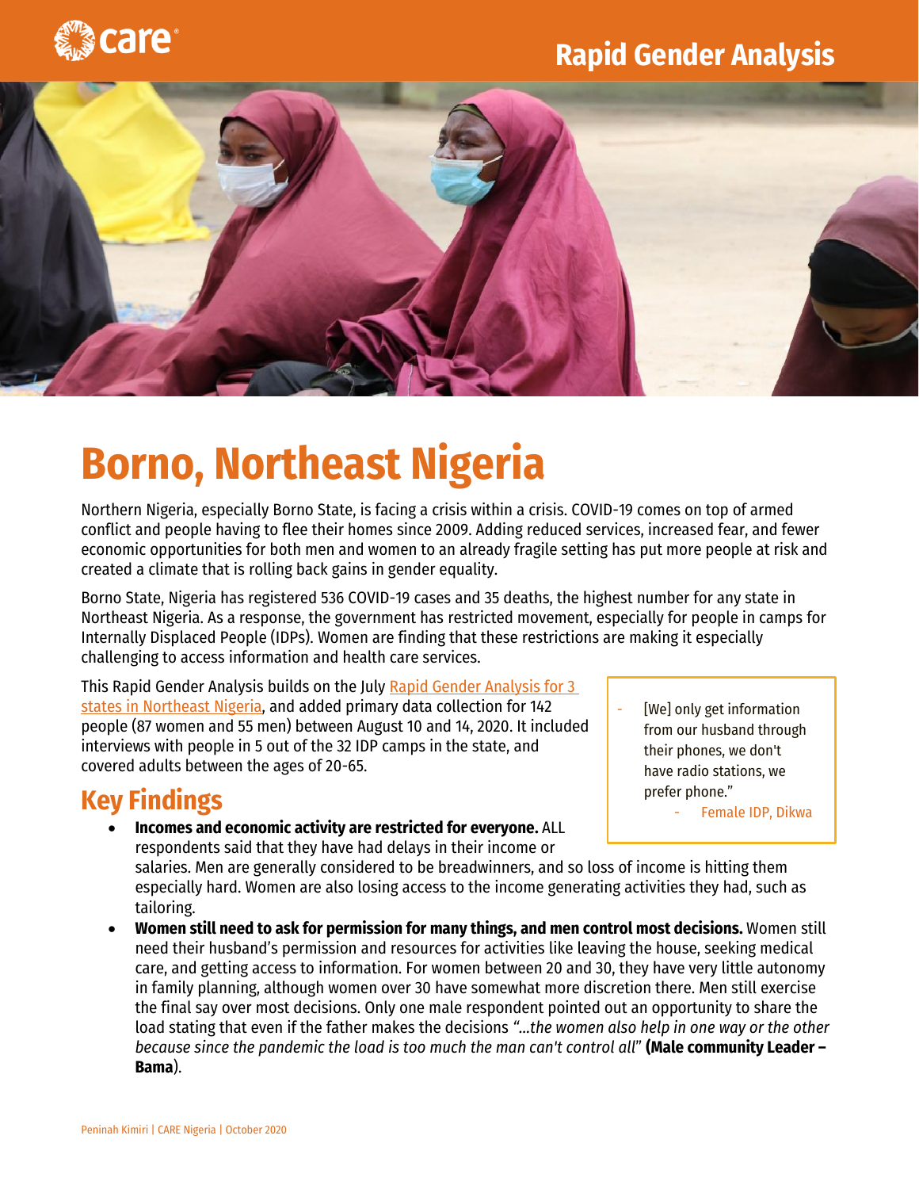Rapid Gender Analysis

# Borno, Northeast Nigeria

Northern Nigeria, especially Borno State, is facing a crisis within a crisis. COVID-19 comes on top of armed conflict and people having to flee their homes since 2009. Adding reduced services, increased fear, and fewer economic opportunities for both men and women to an already fragile setting has put more people at risk and created a climate that is rolling back gains in gender equality.

Borno State, Nigeria has registered 536 COVID-19 cases and 35 deaths, the highest number for any state in Northeast Nigeria. As a response, the government has restricted movement, especially for people in camps for Internally Displaced People (IDPs). Women are finding that these restrictions are making it especially challenging to access information and health care services.

This Rapid Gender Analysis builds on the July Rapid Gender Analysis for 3 states in Northeast Nigeria, and added primary data collection for 142 people (87 women and 55 men) between August 10 and 14, 2020. It included interviews with people in 5 out of the 32 IDP camps in the state, and covered adults between the ages of 20-65.

> - [We] only get information from our husband through their phones, we don't have radio stations, we prefer phone."
>   - Female IDP, Dikwa

## Key Findings

- **Incomes and economic activity are restricted for everyone.** ALL respondents said that they have had delays in their income or salaries. Men are generally considered to be breadwinners, and so loss of income is hitting them especially hard. Women are also losing access to the income generating activities they had, such as tailoring.
- **Women still need to ask for permission for many things, and men control most decisions.** Women still need their husband's permission and resources for activities like leaving the house, seeking medical care, and getting access to information. For women between 20 and 30, they have very little autonomy in family planning, although women over 30 have somewhat more discretion there. Men still exercise the final say over most decisions. Only one male respondent pointed out an opportunity to share the load stating that even if the father makes the decisions *"…the women also help in one way or the other because since the pandemic the load is too much the man can't control all"* **(Male community Leader – Bama)**.

Peninah Kimiri | CARE Nigeria | October 2020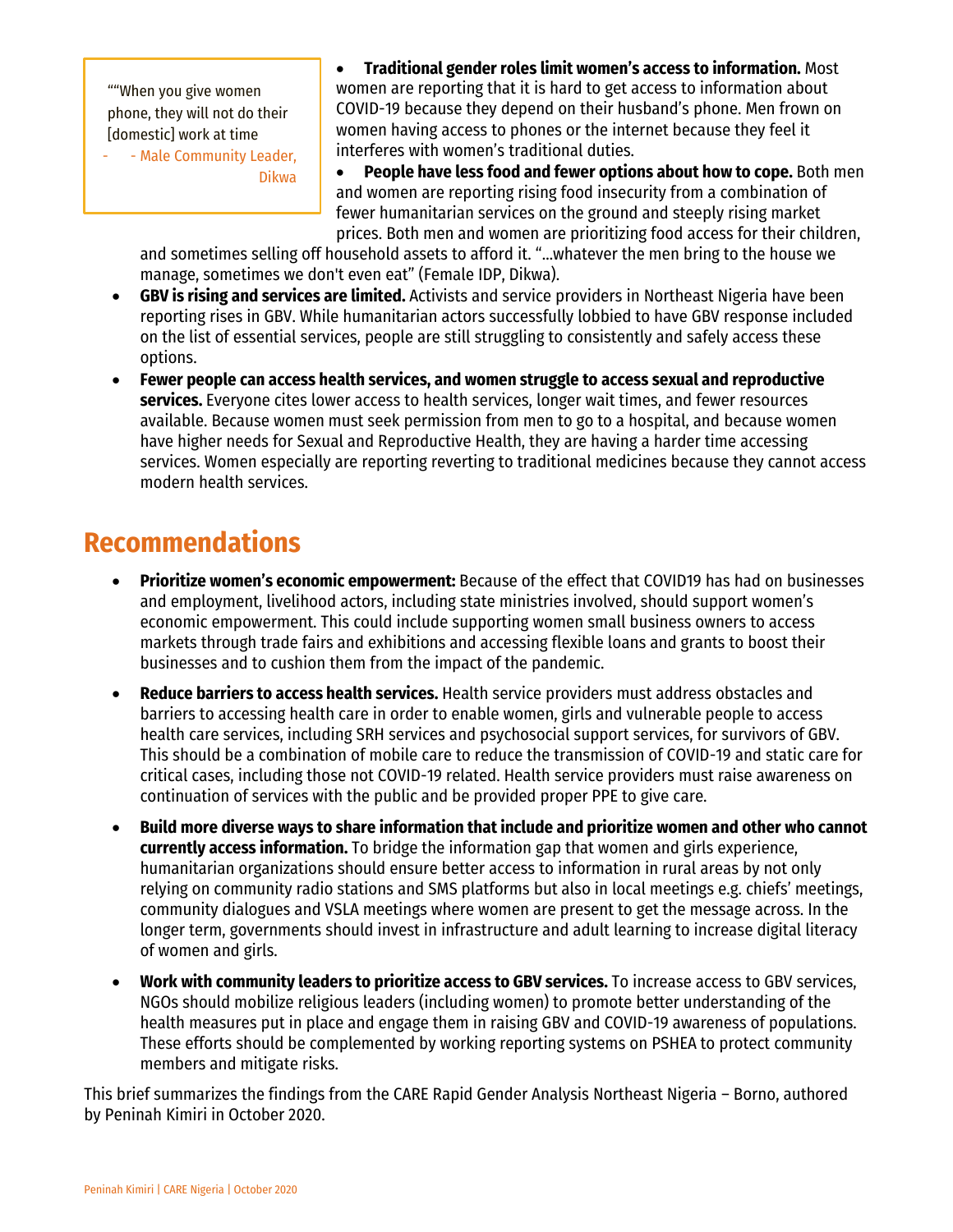""When you give women phone, they will not do their [domestic] work at time

- - Male Community Leader, Dikwa

- **Traditional gender roles limit women's access to information.** Most women are reporting that it is hard to get access to information about COVID-19 because they depend on their husband's phone. Men frown on women having access to phones or the internet because they feel it interferes with women's traditional duties.
- **People have less food and fewer options about how to cope.** Both men and women are reporting rising food insecurity from a combination of fewer humanitarian services on the ground and steeply rising market prices. Both men and women are prioritizing food access for their children, and sometimes selling off household assets to afford it. "...whatever the men bring to the house we manage, sometimes we don't even eat" (Female IDP, Dikwa).
- **GBV is rising and services are limited.** Activists and service providers in Northeast Nigeria have been reporting rises in GBV. While humanitarian actors successfully lobbied to have GBV response included on the list of essential services, people are still struggling to consistently and safely access these options.
- **Fewer people can access health services, and women struggle to access sexual and reproductive services.** Everyone cites lower access to health services, longer wait times, and fewer resources available. Because women must seek permission from men to go to a hospital, and because women have higher needs for Sexual and Reproductive Health, they are having a harder time accessing services. Women especially are reporting reverting to traditional medicines because they cannot access modern health services.

## Recommendations

- **Prioritize women's economic empowerment:** Because of the effect that COVID19 has had on businesses and employment, livelihood actors, including state ministries involved, should support women's economic empowerment. This could include supporting women small business owners to access markets through trade fairs and exhibitions and accessing flexible loans and grants to boost their businesses and to cushion them from the impact of the pandemic.
- **Reduce barriers to access health services.** Health service providers must address obstacles and barriers to accessing health care in order to enable women, girls and vulnerable people to access health care services, including SRH services and psychosocial support services, for survivors of GBV. This should be a combination of mobile care to reduce the transmission of COVID-19 and static care for critical cases, including those not COVID-19 related. Health service providers must raise awareness on continuation of services with the public and be provided proper PPE to give care.
- **Build more diverse ways to share information that include and prioritize women and other who cannot currently access information.** To bridge the information gap that women and girls experience, humanitarian organizations should ensure better access to information in rural areas by not only relying on community radio stations and SMS platforms but also in local meetings e.g. chiefs' meetings, community dialogues and VSLA meetings where women are present to get the message across. In the longer term, governments should invest in infrastructure and adult learning to increase digital literacy of women and girls.
- **Work with community leaders to prioritize access to GBV services.** To increase access to GBV services, NGOs should mobilize religious leaders (including women) to promote better understanding of the health measures put in place and engage them in raising GBV and COVID-19 awareness of populations. These efforts should be complemented by working reporting systems on PSHEA to protect community members and mitigate risks.

This brief summarizes the findings from the CARE Rapid Gender Analysis Northeast Nigeria – Borno, authored by Peninah Kimiri in October 2020.